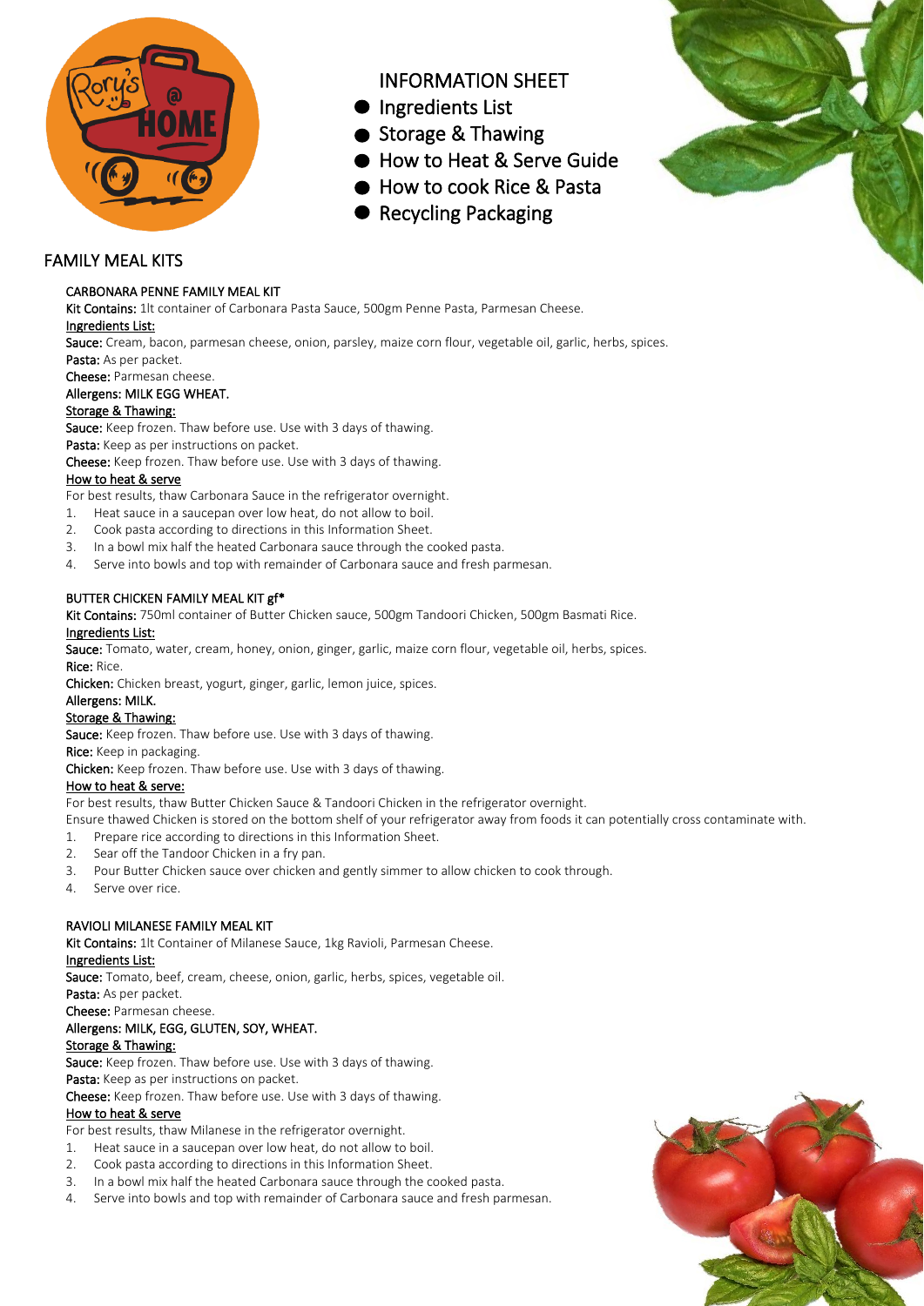# INFORMATION SHEET

- Ingredients List
- Storage & Thawing
- How to Heat & Serve Guide
- How to cook Rice & Pasta
- Recycling Packaging

## FAMILY MEAL KITS

### CARBONARA PENNE FAMILY MEAL KIT

**Kit Contains:** 1lt container of Carbonara Pasta Sauce, 500gm Penne Pasta, Parmesan Cheese.

Ingredients List:

**Sauce:** Cream, bacon, parmesan cheese, onion, parsley, maize corn flour, vegetable oil, garlic, herbs, spices.

**Pasta:** As per packet.

**Cheese:** Parmesan cheese.

**Allergens: MILK EGG WHEAT.**

Storage & Thawing:

**Sauce:** Keep frozen. Thaw before use. Use with 3 days of thawing.

**Pasta:** Keep as per instructions on packet.

**Cheese:** Keep frozen. Thaw before use. Use with 3 days of thawing.

How to heat & serve

For best results, thaw Carbonara Sauce in the refrigerator overnight.

1. Heat sauce in a saucepan over low heat, do not allow to boil.
2. Cook pasta according to directions in this Information Sheet.
3. In a bowl mix half the heated Carbonara sauce through the cooked pasta.
4. Serve into bowls and top with remainder of Carbonara sauce and fresh parmesan.

### BUTTER CHICKEN FAMILY MEAL KIT gf*

**Kit Contains:** 750ml container of Butter Chicken sauce, 500gm Tandoori Chicken, 500gm Basmati Rice.

Ingredients List:

**Sauce:** Tomato, water, cream, honey, onion, ginger, garlic, maize corn flour, vegetable oil, herbs, spices.

**Rice:** Rice.

**Chicken:** Chicken breast, yogurt, ginger, garlic, lemon juice, spices.

**Allergens: MILK.**

Storage & Thawing:

**Sauce:** Keep frozen. Thaw before use. Use with 3 days of thawing.

**Rice:** Keep in packaging.

**Chicken:** Keep frozen. Thaw before use. Use with 3 days of thawing.

How to heat & serve:

For best results, thaw Butter Chicken Sauce & Tandoori Chicken in the refrigerator overnight.

Ensure thawed Chicken is stored on the bottom shelf of your refrigerator away from foods it can potentially cross contaminate with.

1. Prepare rice according to directions in this Information Sheet.
2. Sear off the Tandoor Chicken in a fry pan.
3. Pour Butter Chicken sauce over chicken and gently simmer to allow chicken to cook through.
4. Serve over rice.

### RAVIOLI MILANESE FAMILY MEAL KIT

**Kit Contains:** 1lt Container of Milanese Sauce, 1kg Ravioli, Parmesan Cheese.

Ingredients List:

**Sauce:** Tomato, beef, cream, cheese, onion, garlic, herbs, spices, vegetable oil.

**Pasta:** As per packet.

**Cheese:** Parmesan cheese.

**Allergens: MILK, EGG, GLUTEN, SOY, WHEAT.**

Storage & Thawing:

**Sauce:** Keep frozen. Thaw before use. Use with 3 days of thawing.

**Pasta:** Keep as per instructions on packet.

**Cheese:** Keep frozen. Thaw before use. Use with 3 days of thawing.

How to heat & serve

For best results, thaw Milanese in the refrigerator overnight.

1. Heat sauce in a saucepan over low heat, do not allow to boil.
2. Cook pasta according to directions in this Information Sheet.
3. In a bowl mix half the heated Carbonara sauce through the cooked pasta.
4. Serve into bowls and top with remainder of Carbonara sauce and fresh parmesan.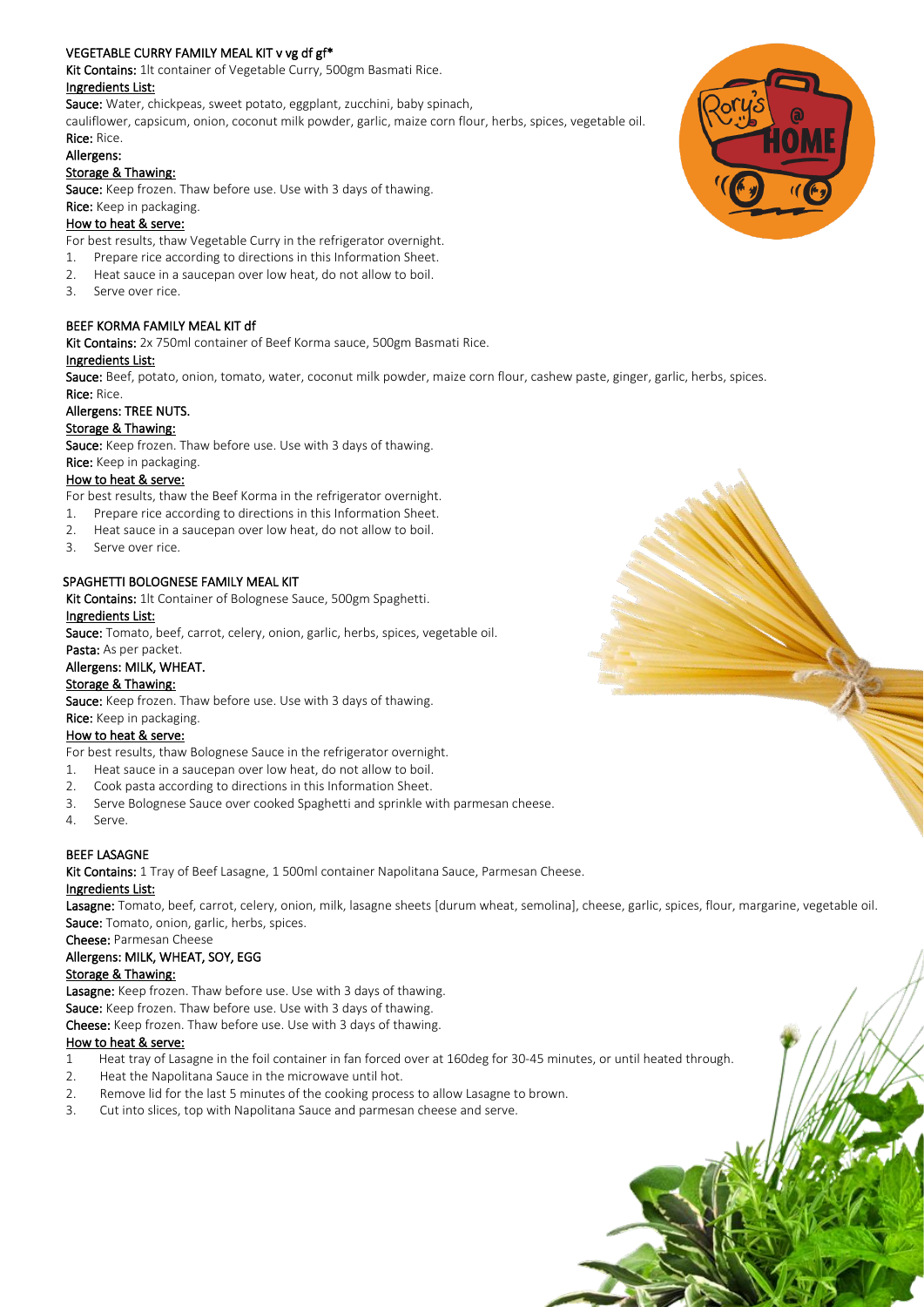## VEGETABLE CURRY FAMILY MEAL KIT v vg df gf*

**Kit Contains:** 1lt container of Vegetable Curry, 500gm Basmati Rice.

**Ingredients List:**

**Sauce:** Water, chickpeas, sweet potato, eggplant, zucchini, baby spinach, cauliflower, capsicum, onion, coconut milk powder, garlic, maize corn flour, herbs, spices, vegetable oil.

**Rice:** Rice.

**Allergens:**

**Storage & Thawing:**

**Sauce:** Keep frozen. Thaw before use. Use with 3 days of thawing.

**Rice:** Keep in packaging.

**How to heat & serve:**

For best results, thaw Vegetable Curry in the refrigerator overnight.

1. Prepare rice according to directions in this Information Sheet.
2. Heat sauce in a saucepan over low heat, do not allow to boil.
3. Serve over rice.

## BEEF KORMA FAMILY MEAL KIT df

**Kit Contains:** 2x 750ml container of Beef Korma sauce, 500gm Basmati Rice.

**Ingredients List:**

**Sauce:** Beef, potato, onion, tomato, water, coconut milk powder, maize corn flour, cashew paste, ginger, garlic, herbs, spices.

**Rice:** Rice.

**Allergens: TREE NUTS.**

**Storage & Thawing:**

**Sauce:** Keep frozen. Thaw before use. Use with 3 days of thawing.

**Rice:** Keep in packaging.

**How to heat & serve:**

For best results, thaw the Beef Korma in the refrigerator overnight.

1. Prepare rice according to directions in this Information Sheet.
2. Heat sauce in a saucepan over low heat, do not allow to boil.
3. Serve over rice.

## SPAGHETTI BOLOGNESE FAMILY MEAL KIT

**Kit Contains:** 1lt Container of Bolognese Sauce, 500gm Spaghetti.

**Ingredients List:**

**Sauce:** Tomato, beef, carrot, celery, onion, garlic, herbs, spices, vegetable oil.

**Pasta:** As per packet.

**Allergens: MILK, WHEAT.**

**Storage & Thawing:**

**Sauce:** Keep frozen. Thaw before use. Use with 3 days of thawing.

**Rice:** Keep in packaging.

**How to heat & serve:**

For best results, thaw Bolognese Sauce in the refrigerator overnight.

1. Heat sauce in a saucepan over low heat, do not allow to boil.
2. Cook pasta according to directions in this Information Sheet.
3. Serve Bolognese Sauce over cooked Spaghetti and sprinkle with parmesan cheese.
4. Serve.

## BEEF LASAGNE

**Kit Contains:** 1 Tray of Beef Lasagne, 1 500ml container Napolitana Sauce, Parmesan Cheese.

**Ingredients List:**

**Lasagne:** Tomato, beef, carrot, celery, onion, milk, lasagne sheets [durum wheat, semolina], cheese, garlic, spices, flour, margarine, vegetable oil.

**Sauce:** Tomato, onion, garlic, herbs, spices.

**Cheese:** Parmesan Cheese

**Allergens: MILK, WHEAT, SOY, EGG**

**Storage & Thawing:**

**Lasagne:** Keep frozen. Thaw before use. Use with 3 days of thawing.

**Sauce:** Keep frozen. Thaw before use. Use with 3 days of thawing.

**Cheese:** Keep frozen. Thaw before use. Use with 3 days of thawing.

**How to heat & serve:**

1 Heat tray of Lasagne in the foil container in fan forced over at 160deg for 30-45 minutes, or until heated through.

2. Heat the Napolitana Sauce in the microwave until hot.

2. Remove lid for the last 5 minutes of the cooking process to allow Lasagne to brown.

3. Cut into slices, top with Napolitana Sauce and parmesan cheese and serve.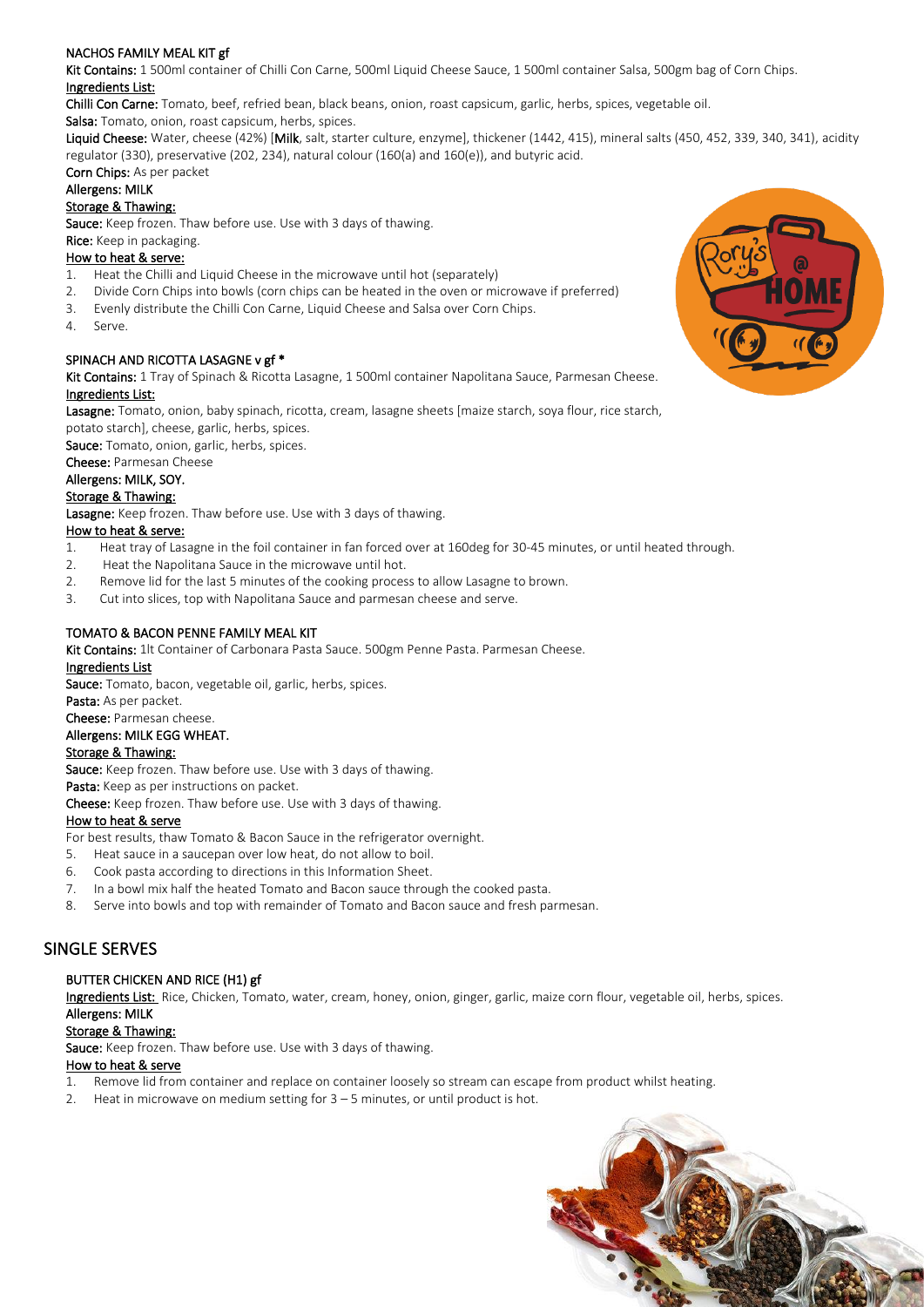#### NACHOS FAMILY MEAL KIT gf

**Kit Contains:** 1 500ml container of Chilli Con Carne, 500ml Liquid Cheese Sauce, 1 500ml container Salsa, 500gm bag of Corn Chips.

**Ingredients List:**

**Chilli Con Carne:** Tomato, beef, refried bean, black beans, onion, roast capsicum, garlic, herbs, spices, vegetable oil.

**Salsa:** Tomato, onion, roast capsicum, herbs, spices.

**Liquid Cheese:** Water, cheese (42%) [**Milk**, salt, starter culture, enzyme], thickener (1442, 415), mineral salts (450, 452, 339, 340, 341), acidity regulator (330), preservative (202, 234), natural colour (160(a) and 160(e)), and butyric acid.

**Corn Chips:** As per packet

**Allergens: MILK**

**Storage & Thawing:**

**Sauce:** Keep frozen. Thaw before use. Use with 3 days of thawing.

**Rice:** Keep in packaging.

**How to heat & serve:**

1. Heat the Chilli and Liquid Cheese in the microwave until hot (separately)
2. Divide Corn Chips into bowls (corn chips can be heated in the oven or microwave if preferred)
3. Evenly distribute the Chilli Con Carne, Liquid Cheese and Salsa over Corn Chips.
4. Serve.

#### SPINACH AND RICOTTA LASAGNE v gf *

**Kit Contains:** 1 Tray of Spinach & Ricotta Lasagne, 1 500ml container Napolitana Sauce, Parmesan Cheese.

**Ingredients List:**

**Lasagne:** Tomato, onion, baby spinach, ricotta, cream, lasagne sheets [maize starch, soya flour, rice starch, potato starch], cheese, garlic, herbs, spices.

**Sauce:** Tomato, onion, garlic, herbs, spices.

**Cheese:** Parmesan Cheese

**Allergens: MILK, SOY.**

**Storage & Thawing:**

**Lasagne:** Keep frozen. Thaw before use. Use with 3 days of thawing.

**How to heat & serve:**

1. Heat tray of Lasagne in the foil container in fan forced over at 160deg for 30-45 minutes, or until heated through.
2. Heat the Napolitana Sauce in the microwave until hot.
2. Remove lid for the last 5 minutes of the cooking process to allow Lasagne to brown.
3. Cut into slices, top with Napolitana Sauce and parmesan cheese and serve.

#### TOMATO & BACON PENNE FAMILY MEAL KIT

**Kit Contains:** 1lt Container of Carbonara Pasta Sauce. 500gm Penne Pasta. Parmesan Cheese.

**Ingredients List**

**Sauce:** Tomato, bacon, vegetable oil, garlic, herbs, spices.

**Pasta:** As per packet.

**Cheese:** Parmesan cheese.

**Allergens: MILK EGG WHEAT.**

**Storage & Thawing:**

**Sauce:** Keep frozen. Thaw before use. Use with 3 days of thawing.

**Pasta:** Keep as per instructions on packet.

**Cheese:** Keep frozen. Thaw before use. Use with 3 days of thawing.

**How to heat & serve**

For best results, thaw Tomato & Bacon Sauce in the refrigerator overnight.

5. Heat sauce in a saucepan over low heat, do not allow to boil.
6. Cook pasta according to directions in this Information Sheet.
7. In a bowl mix half the heated Tomato and Bacon sauce through the cooked pasta.
8. Serve into bowls and top with remainder of Tomato and Bacon sauce and fresh parmesan.

## SINGLE SERVES

#### BUTTER CHICKEN AND RICE (H1) gf

**Ingredients List:** Rice, Chicken, Tomato, water, cream, honey, onion, ginger, garlic, maize corn flour, vegetable oil, herbs, spices.

**Allergens: MILK**

**Storage & Thawing:**

**Sauce:** Keep frozen. Thaw before use. Use with 3 days of thawing.

**How to heat & serve**

1. Remove lid from container and replace on container loosely so stream can escape from product whilst heating.
2. Heat in microwave on medium setting for 3 – 5 minutes, or until product is hot.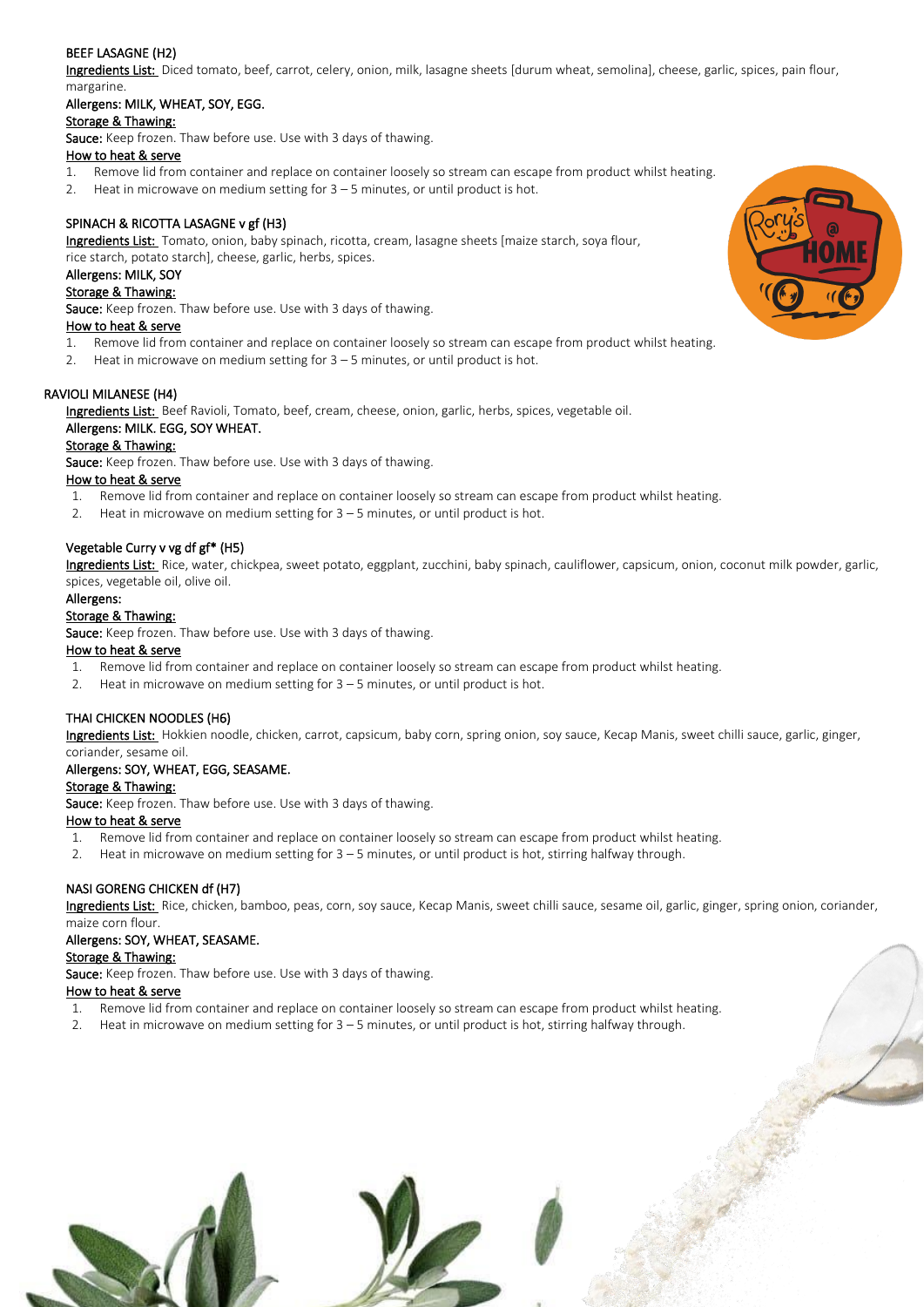### BEEF LASAGNE (H2)

Ingredients List: Diced tomato, beef, carrot, celery, onion, milk, lasagne sheets [durum wheat, semolina], cheese, garlic, spices, pain flour, margarine.

**Allergens: MILK, WHEAT, SOY, EGG.**

Storage & Thawing:

**Sauce:** Keep frozen. Thaw before use. Use with 3 days of thawing.

How to heat & serve

1. Remove lid from container and replace on container loosely so stream can escape from product whilst heating.
2. Heat in microwave on medium setting for 3 – 5 minutes, or until product is hot.

### SPINACH & RICOTTA LASAGNE v gf (H3)

Ingredients List: Tomato, onion, baby spinach, ricotta, cream, lasagne sheets [maize starch, soya flour, rice starch, potato starch], cheese, garlic, herbs, spices.

**Allergens: MILK, SOY**

Storage & Thawing:

**Sauce:** Keep frozen. Thaw before use. Use with 3 days of thawing.

How to heat & serve

1. Remove lid from container and replace on container loosely so stream can escape from product whilst heating.
2. Heat in microwave on medium setting for 3 – 5 minutes, or until product is hot.

### RAVIOLI MILANESE (H4)

Ingredients List: Beef Ravioli, Tomato, beef, cream, cheese, onion, garlic, herbs, spices, vegetable oil.

**Allergens: MILK. EGG, SOY WHEAT.**

Storage & Thawing:

**Sauce:** Keep frozen. Thaw before use. Use with 3 days of thawing.

How to heat & serve

1. Remove lid from container and replace on container loosely so stream can escape from product whilst heating.
2. Heat in microwave on medium setting for 3 – 5 minutes, or until product is hot.

### Vegetable Curry v vg df gf* (H5)

Ingredients List: Rice, water, chickpea, sweet potato, eggplant, zucchini, baby spinach, cauliflower, capsicum, onion, coconut milk powder, garlic, spices, vegetable oil, olive oil.

**Allergens:**

Storage & Thawing:

**Sauce:** Keep frozen. Thaw before use. Use with 3 days of thawing.

How to heat & serve

1. Remove lid from container and replace on container loosely so stream can escape from product whilst heating.
2. Heat in microwave on medium setting for 3 – 5 minutes, or until product is hot.

### THAI CHICKEN NOODLES (H6)

Ingredients List: Hokkien noodle, chicken, carrot, capsicum, baby corn, spring onion, soy sauce, Kecap Manis, sweet chilli sauce, garlic, ginger, coriander, sesame oil.

**Allergens: SOY, WHEAT, EGG, SEASAME.**

Storage & Thawing:

**Sauce:** Keep frozen. Thaw before use. Use with 3 days of thawing.

How to heat & serve

1. Remove lid from container and replace on container loosely so stream can escape from product whilst heating.
2. Heat in microwave on medium setting for 3 – 5 minutes, or until product is hot, stirring halfway through.

### NASI GORENG CHICKEN df (H7)

Ingredients List: Rice, chicken, bamboo, peas, corn, soy sauce, Kecap Manis, sweet chilli sauce, sesame oil, garlic, ginger, spring onion, coriander, maize corn flour.

**Allergens: SOY, WHEAT, SEASAME.**

Storage & Thawing:

**Sauce:** Keep frozen. Thaw before use. Use with 3 days of thawing.

How to heat & serve

1. Remove lid from container and replace on container loosely so stream can escape from product whilst heating.
2. Heat in microwave on medium setting for 3 – 5 minutes, or until product is hot, stirring halfway through.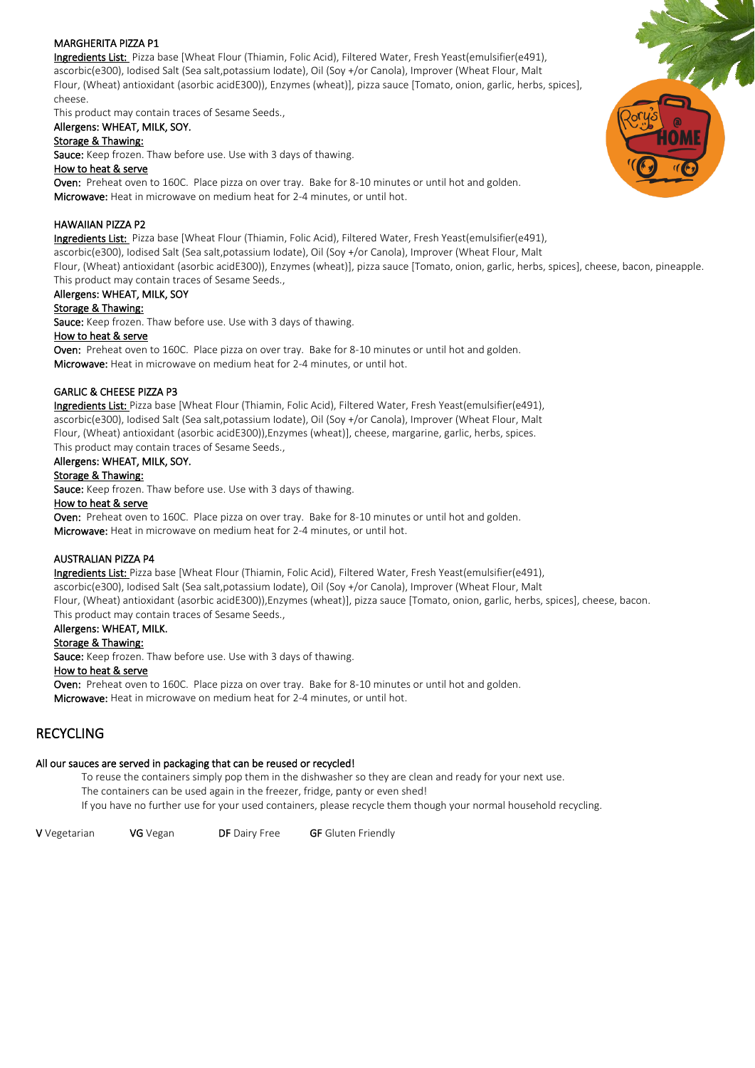MARGHERITA PIZZA P1

Ingredients List: Pizza base [Wheat Flour (Thiamin, Folic Acid), Filtered Water, Fresh Yeast(emulsifier(e491), ascorbic(e300), Iodised Salt (Sea salt,potassium Iodate), Oil (Soy +/or Canola), Improver (Wheat Flour, Malt Flour, (Wheat) antioxidant (asorbic acidE300)), Enzymes (wheat)], pizza sauce [Tomato, onion, garlic, herbs, spices], cheese.

This product may contain traces of Sesame Seeds.,

**Allergens: WHEAT, MILK, SOY.**

Storage & Thawing:

**Sauce:** Keep frozen. Thaw before use. Use with 3 days of thawing.

How to heat & serve

**Oven:** Preheat oven to 160C. Place pizza on over tray. Bake for 8-10 minutes or until hot and golden.

**Microwave:** Heat in microwave on medium heat for 2-4 minutes, or until hot.

HAWAIIAN PIZZA P2

Ingredients List: Pizza base [Wheat Flour (Thiamin, Folic Acid), Filtered Water, Fresh Yeast(emulsifier(e491), ascorbic(e300), Iodised Salt (Sea salt,potassium Iodate), Oil (Soy +/or Canola), Improver (Wheat Flour, Malt Flour, (Wheat) antioxidant (asorbic acidE300)), Enzymes (wheat)], pizza sauce [Tomato, onion, garlic, herbs, spices], cheese, bacon, pineapple.

This product may contain traces of Sesame Seeds.,

**Allergens: WHEAT, MILK, SOY**

Storage & Thawing:

**Sauce:** Keep frozen. Thaw before use. Use with 3 days of thawing.

How to heat & serve

**Oven:** Preheat oven to 160C. Place pizza on over tray. Bake for 8-10 minutes or until hot and golden.

**Microwave:** Heat in microwave on medium heat for 2-4 minutes, or until hot.

GARLIC & CHEESE PIZZA P3

Ingredients List: Pizza base [Wheat Flour (Thiamin, Folic Acid), Filtered Water, Fresh Yeast(emulsifier(e491), ascorbic(e300), Iodised Salt (Sea salt,potassium Iodate), Oil (Soy +/or Canola), Improver (Wheat Flour, Malt Flour, (Wheat) antioxidant (asorbic acidE300)),Enzymes (wheat)], cheese, margarine, garlic, herbs, spices.

This product may contain traces of Sesame Seeds.,

**Allergens: WHEAT, MILK, SOY.**

Storage & Thawing:

**Sauce:** Keep frozen. Thaw before use. Use with 3 days of thawing.

How to heat & serve

**Oven:** Preheat oven to 160C. Place pizza on over tray. Bake for 8-10 minutes or until hot and golden.

**Microwave:** Heat in microwave on medium heat for 2-4 minutes, or until hot.

AUSTRALIAN PIZZA P4

Ingredients List: Pizza base [Wheat Flour (Thiamin, Folic Acid), Filtered Water, Fresh Yeast(emulsifier(e491), ascorbic(e300), Iodised Salt (Sea salt,potassium Iodate), Oil (Soy +/or Canola), Improver (Wheat Flour, Malt Flour, (Wheat) antioxidant (asorbic acidE300)),Enzymes (wheat)], pizza sauce [Tomato, onion, garlic, herbs, spices], cheese, bacon.

This product may contain traces of Sesame Seeds.,

**Allergens: WHEAT, MILK.**

Storage & Thawing:

**Sauce:** Keep frozen. Thaw before use. Use with 3 days of thawing.

How to heat & serve

**Oven:** Preheat oven to 160C. Place pizza on over tray. Bake for 8-10 minutes or until hot and golden.

**Microwave:** Heat in microwave on medium heat for 2-4 minutes, or until hot.

## RECYCLING

All our sauces are served in packaging that can be reused or recycled!

To reuse the containers simply pop them in the dishwasher so they are clean and ready for your next use.
The containers can be used again in the freezer, fridge, panty or even shed!
If you have no further use for your used containers, please recycle them though your normal household recycling.

**V** Vegetarian **VG** Vegan **DF** Dairy Free **GF** Gluten Friendly